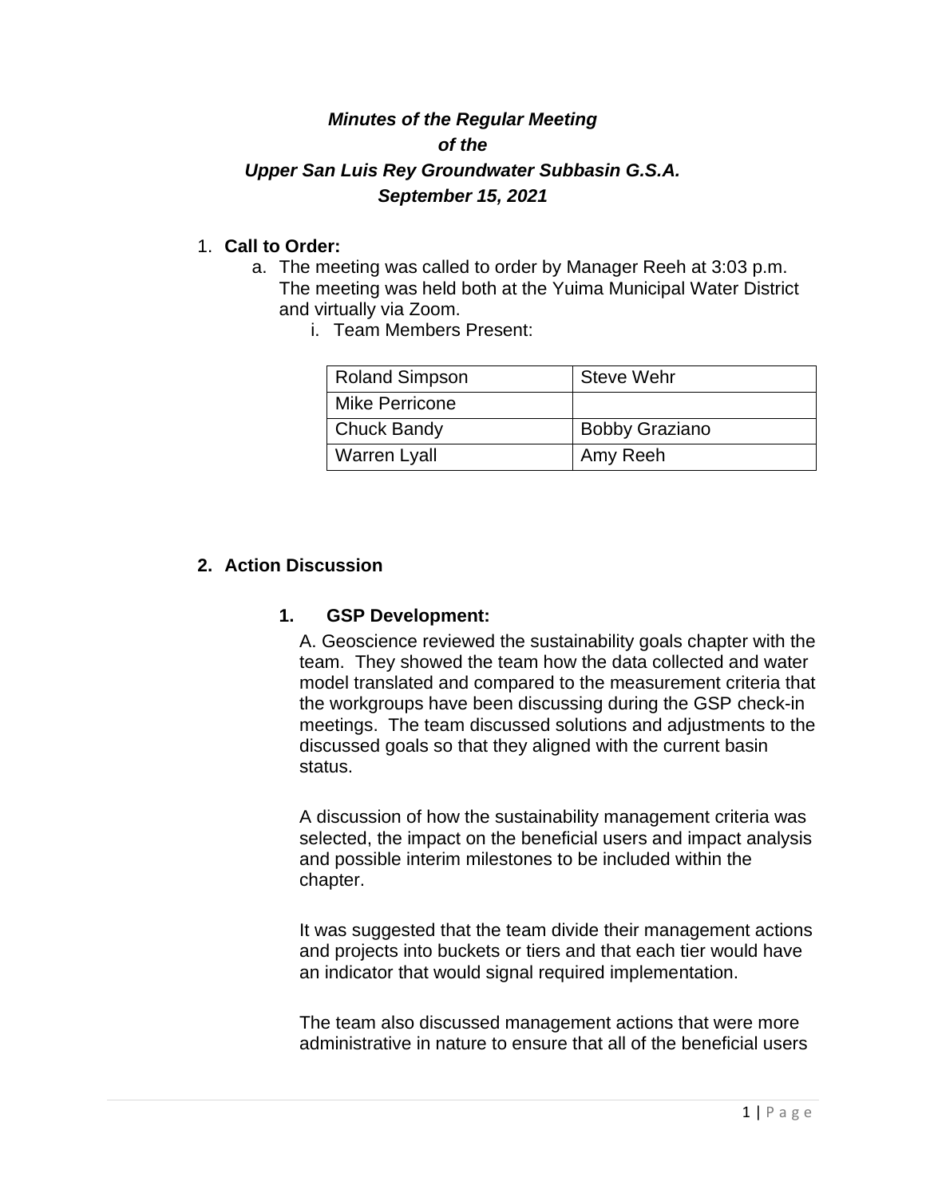***Minutes of the Regular Meeting***
***of the***
***Upper San Luis Rey Groundwater Subbasin G.S.A.***
***September 15, 2021***

1. **Call to Order:**
   a. The meeting was called to order by Manager Reeh at 3:03 p.m. The meeting was held both at the Yuima Municipal Water District and virtually via Zoom.
      i. Team Members Present:

| Roland Simpson | Steve Wehr |
|---|---|
| Mike Perricone | |
| Chuck Bandy | Bobby Graziano |
| Warren Lyall | Amy Reeh |

2. **Action Discussion**

   1. **GSP Development:**

      A. Geoscience reviewed the sustainability goals chapter with the team. They showed the team how the data collected and water model translated and compared to the measurement criteria that the workgroups have been discussing during the GSP check-in meetings. The team discussed solutions and adjustments to the discussed goals so that they aligned with the current basin status.

      A discussion of how the sustainability management criteria was selected, the impact on the beneficial users and impact analysis and possible interim milestones to be included within the chapter.

      It was suggested that the team divide their management actions and projects into buckets or tiers and that each tier would have an indicator that would signal required implementation.

      The team also discussed management actions that were more administrative in nature to ensure that all of the beneficial users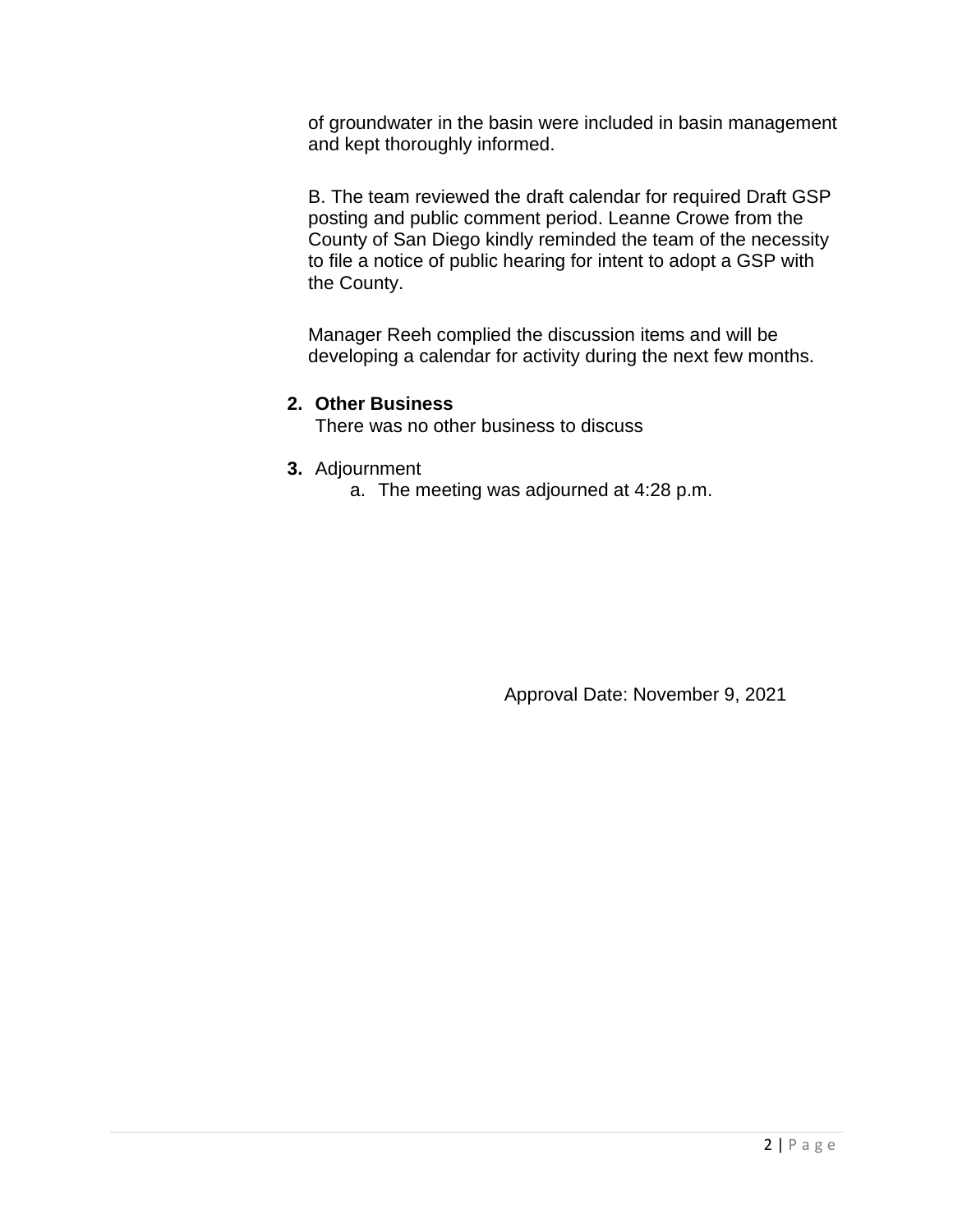of groundwater in the basin were included in basin management and kept thoroughly informed.

B. The team reviewed the draft calendar for required Draft GSP posting and public comment period. Leanne Crowe from the County of San Diego kindly reminded the team of the necessity to file a notice of public hearing for intent to adopt a GSP with the County.

Manager Reeh complied the discussion items and will be developing a calendar for activity during the next few months.

2. **Other Business**
   There was no other business to discuss

3. Adjournment
   a. The meeting was adjourned at 4:28 p.m.

Approval Date: November 9, 2021